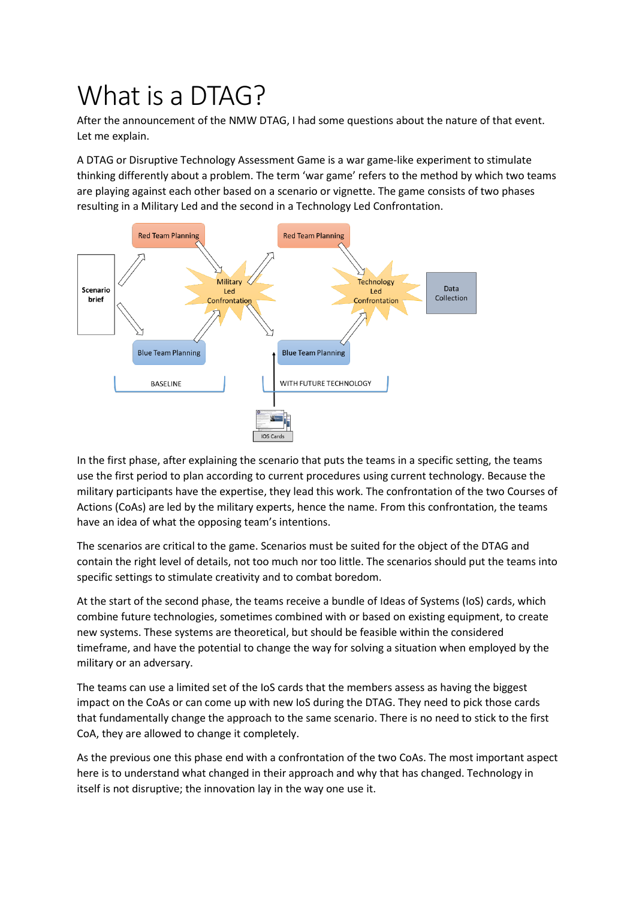# What is a DTAG?

After the announcement of the NMW DTAG, I had some questions about the nature of that event. Let me explain.

A DTAG or Disruptive Technology Assessment Game is a war game-like experiment to stimulate thinking differently about a problem. The term 'war game' refers to the method by which two teams are playing against each other based on a scenario or vignette. The game consists of two phases resulting in a Military Led and the second in a Technology Led Confrontation.

In the first phase, after explaining the scenario that puts the teams in a specific setting, the teams use the first period to plan according to current procedures using current technology. Because the military participants have the expertise, they lead this work. The confrontation of the two Courses of Actions (CoAs) are led by the military experts, hence the name. From this confrontation, the teams have an idea of what the opposing team's intentions.

The scenarios are critical to the game. Scenarios must be suited for the object of the DTAG and contain the right level of details, not too much nor too little. The scenarios should put the teams into specific settings to stimulate creativity and to combat boredom.

At the start of the second phase, the teams receive a bundle of Ideas of Systems (IoS) cards, which combine future technologies, sometimes combined with or based on existing equipment, to create new systems. These systems are theoretical, but should be feasible within the considered timeframe, and have the potential to change the way for solving a situation when employed by the military or an adversary.

The teams can use a limited set of the IoS cards that the members assess as having the biggest impact on the CoAs or can come up with new IoS during the DTAG. They need to pick those cards that fundamentally change the approach to the same scenario. There is no need to stick to the first CoA, they are allowed to change it completely.

As the previous one this phase end with a confrontation of the two CoAs. The most important aspect here is to understand what changed in their approach and why that has changed. Technology in itself is not disruptive; the innovation lay in the way one use it.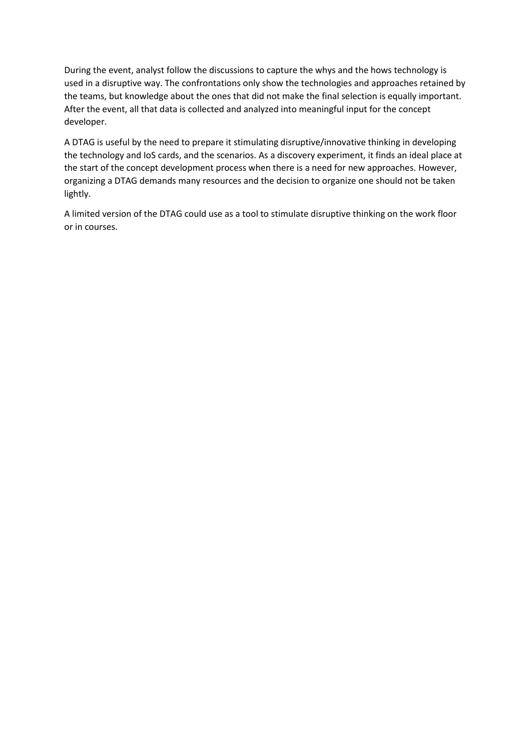During the event, analyst follow the discussions to capture the whys and the hows technology is used in a disruptive way. The confrontations only show the technologies and approaches retained by the teams, but knowledge about the ones that did not make the final selection is equally important. After the event, all that data is collected and analyzed into meaningful input for the concept developer.

A DTAG is useful by the need to prepare it stimulating disruptive/innovative thinking in developing the technology and IoS cards, and the scenarios. As a discovery experiment, it finds an ideal place at the start of the concept development process when there is a need for new approaches. However, organizing a DTAG demands many resources and the decision to organize one should not be taken lightly.

A limited version of the DTAG could use as a tool to stimulate disruptive thinking on the work floor or in courses.